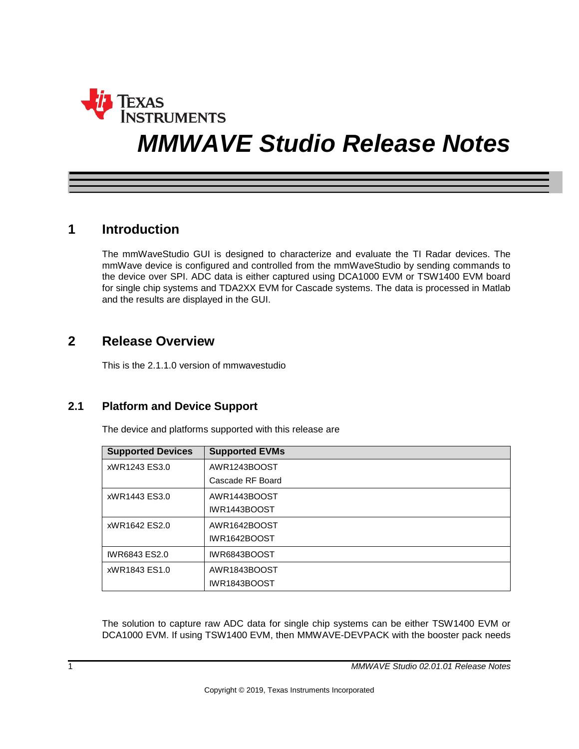# MMWAVE Studio Release Notes

## 1 Introduction

The mmWaveStudio GUI is designed to characterize and evaluate the TI Radar devices. The mmWave device is configured and controlled from the mmWaveStudio by sending commands to the device over SPI. ADC data is either captured using DCA1000 EVM or TSW1400 EVM board for single chip systems and TDA2XX EVM for Cascade systems. The data is processed in Matlab and the results are displayed in the GUI.

## 2 Release Overview

This is the 2.1.1.0 version of mmwavestudio

### 2.1 Platform and Device Support

The device and platforms supported with this release are

| Supported Devices | Supported EVMs |
| --- | --- |
| xWR1243 ES3.0 | AWR1243BOOST<br>Cascade RF Board |
| xWR1443 ES3.0 | AWR1443BOOST<br>IWR1443BOOST |
| xWR1642 ES2.0 | AWR1642BOOST<br>IWR1642BOOST |
| IWR6843 ES2.0 | IWR6843BOOST |
| xWR1843 ES1.0 | AWR1843BOOST<br>IWR1843BOOST |

The solution to capture raw ADC data for single chip systems can be either TSW1400 EVM or DCA1000 EVM. If using TSW1400 EVM, then MMWAVE-DEVPACK with the booster pack needs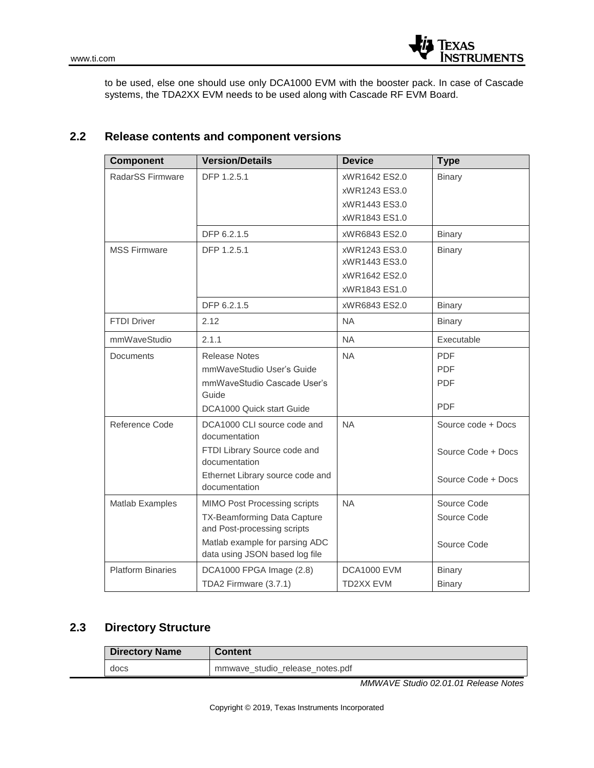to be used, else one should use only DCA1000 EVM with the booster pack. In case of Cascade systems, the TDA2XX EVM needs to be used along with Cascade RF EVM Board.

## 2.2 Release contents and component versions

| Component | Version/Details | Device | Type |
|---|---|---|---|
| RadarSS Firmware | DFP 1.2.5.1 | xWR1642 ES2.0<br>xWR1243 ES3.0<br>xWR1443 ES3.0<br>xWR1843 ES1.0 | Binary |
| | DFP 6.2.1.5 | xWR6843 ES2.0 | Binary |
| MSS Firmware | DFP 1.2.5.1 | xWR1243 ES3.0<br>xWR1443 ES3.0<br>xWR1642 ES2.0<br>xWR1843 ES1.0 | Binary |
| | DFP 6.2.1.5 | xWR6843 ES2.0 | Binary |
| FTDI Driver | 2.12 | NA | Binary |
| mmWaveStudio | 2.1.1 | NA | Executable |
| Documents | Release Notes<br>mmWaveStudio User's Guide<br>mmWaveStudio Cascade User's Guide<br>DCA1000 Quick start Guide | NA | PDF<br>PDF<br>PDF<br>PDF |
| Reference Code | DCA1000 CLI source code and documentation<br>FTDI Library Source code and documentation<br>Ethernet Library source code and documentation | NA | Source code + Docs<br>Source Code + Docs<br>Source Code + Docs |
| Matlab Examples | MIMO Post Processing scripts<br>TX-Beamforming Data Capture and Post-processing scripts<br>Matlab example for parsing ADC data using JSON based log file | NA | Source Code<br>Source Code<br>Source Code |
| Platform Binaries | DCA1000 FPGA Image (2.8)<br>TDA2 Firmware (3.7.1) | DCA1000 EVM<br>TD2XX EVM | Binary<br>Binary |

## 2.3 Directory Structure

| Directory Name | Content |
|---|---|
| docs | mmwave_studio_release_notes.pdf |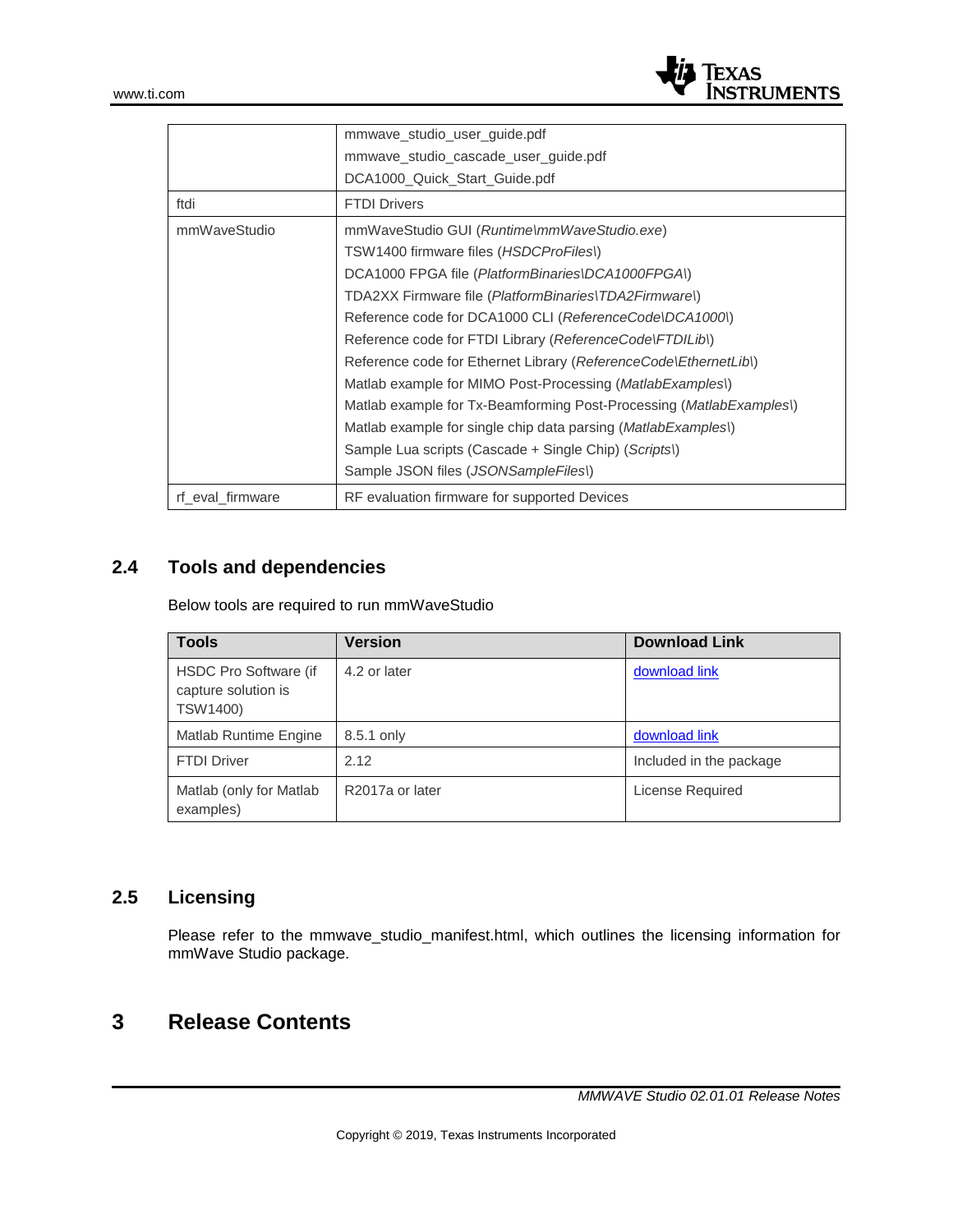| | |
|---|---|
| | mmwave_studio_user_guide.pdf<br>mmwave_studio_cascade_user_guide.pdf<br>DCA1000_Quick_Start_Guide.pdf |
| ftdi | FTDI Drivers |
| mmWaveStudio | mmWaveStudio GUI (*Runtime\mmWaveStudio.exe*)<br>TSW1400 firmware files (*HSDCProFiles\*)<br>DCA1000 FPGA file (*PlatformBinaries\DCA1000FPGA\*)<br>TDA2XX Firmware file (*PlatformBinaries\TDA2Firmware\*)<br>Reference code for DCA1000 CLI (*ReferenceCode\DCA1000\*)<br>Reference code for FTDI Library (*ReferenceCode\FTDILib\*)<br>Reference code for Ethernet Library (*ReferenceCode\EthernetLib\*)<br>Matlab example for MIMO Post-Processing (*MatlabExamples\*)<br>Matlab example for Tx-Beamforming Post-Processing (*MatlabExamples\*)<br>Matlab example for single chip data parsing (*MatlabExamples\*)<br>Sample Lua scripts (Cascade + Single Chip) (*Scripts\*)<br>Sample JSON files (*JSONSampleFiles\*) |
| rf_eval_firmware | RF evaluation firmware for supported Devices |

## 2.4 Tools and dependencies

Below tools are required to run mmWaveStudio

| Tools | Version | Download Link |
|---|---|---|
| HSDC Pro Software (if capture solution is TSW1400) | 4.2 or later | download link |
| Matlab Runtime Engine | 8.5.1 only | download link |
| FTDI Driver | 2.12 | Included in the package |
| Matlab (only for Matlab examples) | R2017a or later | License Required |

## 2.5 Licensing

Please refer to the mmwave_studio_manifest.html, which outlines the licensing information for mmWave Studio package.

# 3 Release Contents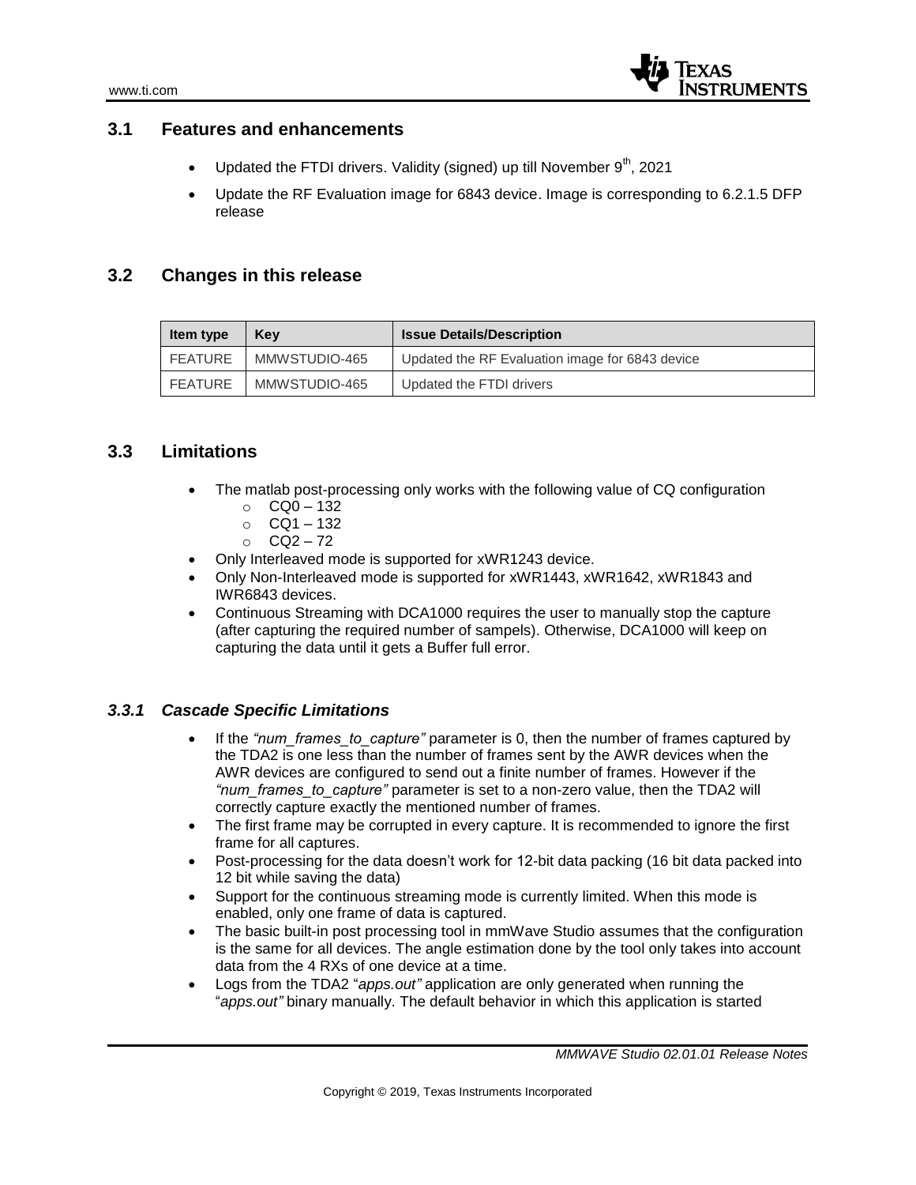## 3.1 Features and enhancements

- Updated the FTDI drivers. Validity (signed) up till November 9th, 2021
- Update the RF Evaluation image for 6843 device. Image is corresponding to 6.2.1.5 DFP release

## 3.2 Changes in this release

| Item type | Key | Issue Details/Description |
|---|---|---|
| FEATURE | MMWSTUDIO-465 | Updated the RF Evaluation image for 6843 device |
| FEATURE | MMWSTUDIO-465 | Updated the FTDI drivers |

## 3.3 Limitations

- The matlab post-processing only works with the following value of CQ configuration
  - CQ0 – 132
  - CQ1 – 132
  - CQ2 – 72
- Only Interleaved mode is supported for xWR1243 device.
- Only Non-Interleaved mode is supported for xWR1443, xWR1642, xWR1843 and IWR6843 devices.
- Continuous Streaming with DCA1000 requires the user to manually stop the capture (after capturing the required number of sampels). Otherwise, DCA1000 will keep on capturing the data until it gets a Buffer full error.

### *3.3.1 Cascade Specific Limitations*

- If the *"num_frames_to_capture"* parameter is 0, then the number of frames captured by the TDA2 is one less than the number of frames sent by the AWR devices when the AWR devices are configured to send out a finite number of frames. However if the *"num_frames_to_capture"* parameter is set to a non-zero value, then the TDA2 will correctly capture exactly the mentioned number of frames.
- The first frame may be corrupted in every capture. It is recommended to ignore the first frame for all captures.
- Post-processing for the data doesn't work for 12-bit data packing (16 bit data packed into 12 bit while saving the data)
- Support for the continuous streaming mode is currently limited. When this mode is enabled, only one frame of data is captured.
- The basic built-in post processing tool in mmWave Studio assumes that the configuration is the same for all devices. The angle estimation done by the tool only takes into account data from the 4 RXs of one device at a time.
- Logs from the TDA2 "*apps.out"* application are only generated when running the "*apps.out"* binary manually. The default behavior in which this application is started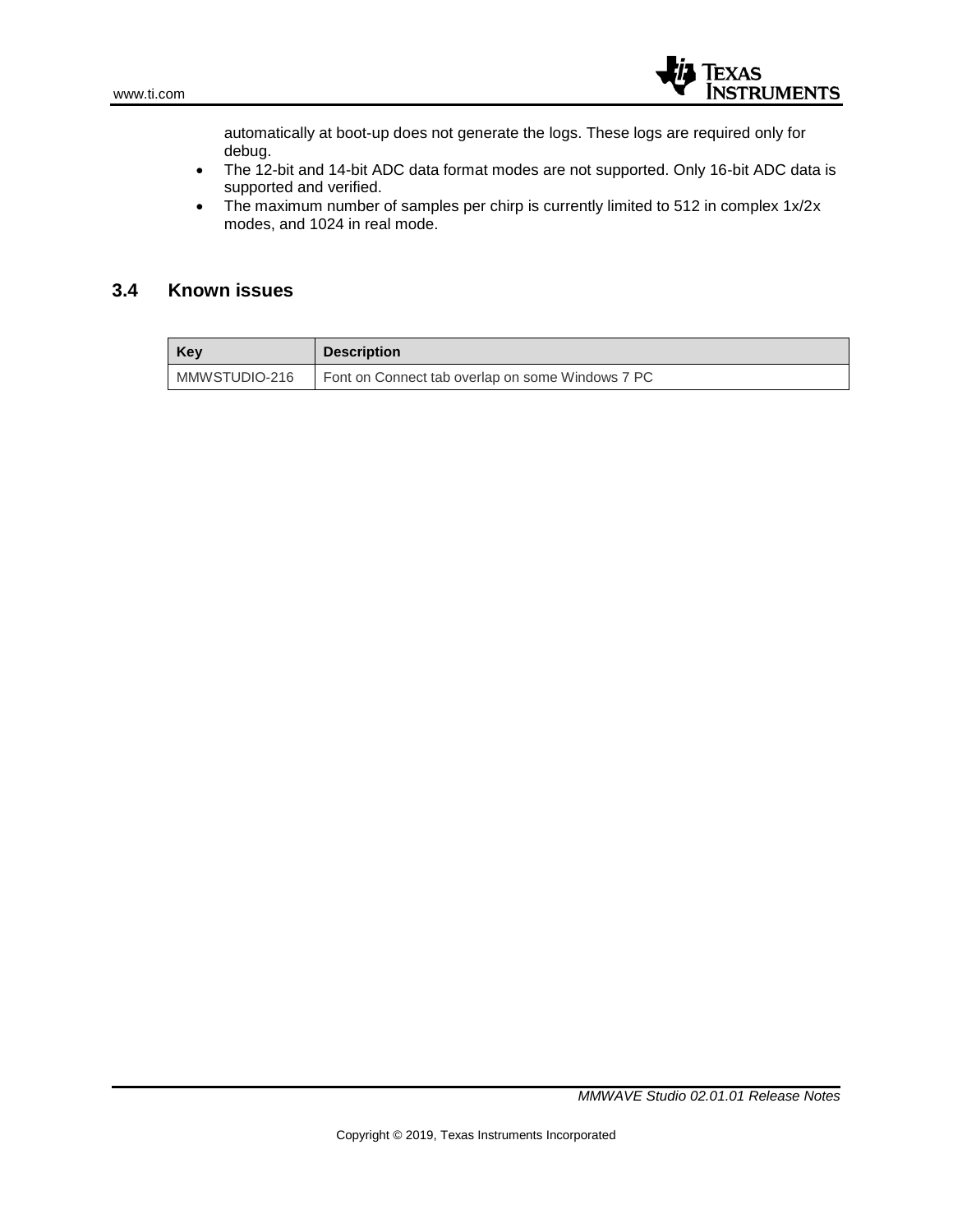automatically at boot-up does not generate the logs. These logs are required only for debug.

- The 12-bit and 14-bit ADC data format modes are not supported. Only 16-bit ADC data is supported and verified.
- The maximum number of samples per chirp is currently limited to 512 in complex 1x/2x modes, and 1024 in real mode.

## 3.4 Known issues

| Key | Description |
| --- | --- |
| MMWSTUDIO-216 | Font on Connect tab overlap on some Windows 7 PC |